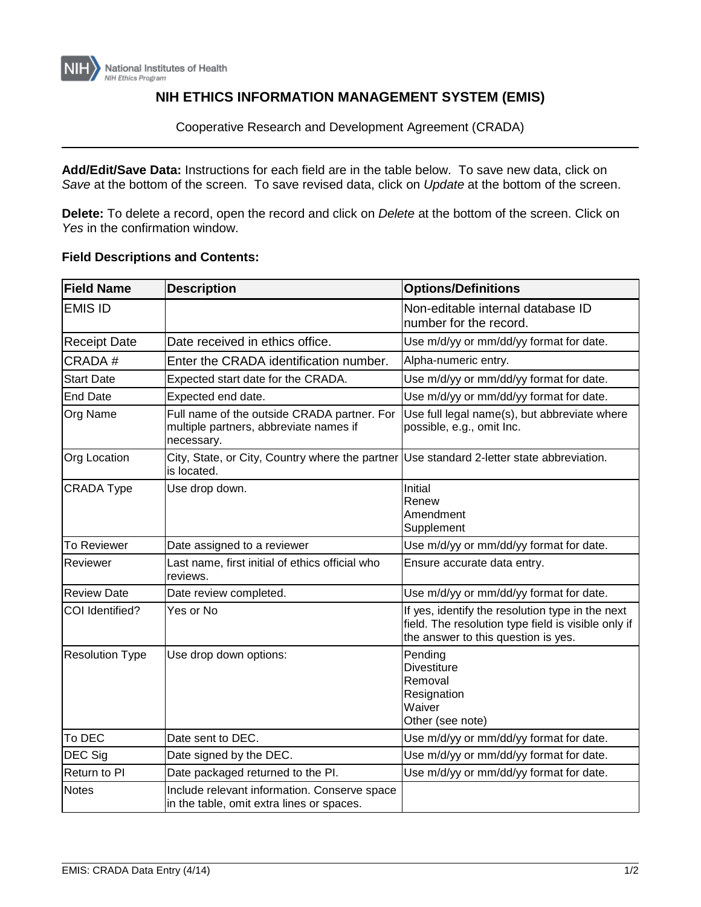National Institutes of Health
NIH Ethics Program

# NIH ETHICS INFORMATION MANAGEMENT SYSTEM (EMIS)

Cooperative Research and Development Agreement (CRADA)

**Add/Edit/Save Data:** Instructions for each field are in the table below. To save new data, click on *Save* at the bottom of the screen. To save revised data, click on *Update* at the bottom of the screen.

**Delete:** To delete a record, open the record and click on *Delete* at the bottom of the screen. Click on *Yes* in the confirmation window.

**Field Descriptions and Contents:**

| Field Name | Description | Options/Definitions |
|---|---|---|
| EMIS ID | | Non-editable internal database ID number for the record. |
| Receipt Date | Date received in ethics office. | Use m/d/yy or mm/dd/yy format for date. |
| CRADA # | Enter the CRADA identification number. | Alpha-numeric entry. |
| Start Date | Expected start date for the CRADA. | Use m/d/yy or mm/dd/yy format for date. |
| End Date | Expected end date. | Use m/d/yy or mm/dd/yy format for date. |
| Org Name | Full name of the outside CRADA partner. For multiple partners, abbreviate names if necessary. | Use full legal name(s), but abbreviate where possible, e.g., omit Inc. |
| Org Location | City, State, or City, Country where the partner is located. | Use standard 2-letter state abbreviation. |
| CRADA Type | Use drop down. | Initial<br>Renew<br>Amendment<br>Supplement |
| To Reviewer | Date assigned to a reviewer | Use m/d/yy or mm/dd/yy format for date. |
| Reviewer | Last name, first initial of ethics official who reviews. | Ensure accurate data entry. |
| Review Date | Date review completed. | Use m/d/yy or mm/dd/yy format for date. |
| COI Identified? | Yes or No | If yes, identify the resolution type in the next field. The resolution type field is visible only if the answer to this question is yes. |
| Resolution Type | Use drop down options: | Pending<br>Divestiture<br>Removal<br>Resignation<br>Waiver<br>Other (see note) |
| To DEC | Date sent to DEC. | Use m/d/yy or mm/dd/yy format for date. |
| DEC Sig | Date signed by the DEC. | Use m/d/yy or mm/dd/yy format for date. |
| Return to PI | Date packaged returned to the PI. | Use m/d/yy or mm/dd/yy format for date. |
| Notes | Include relevant information. Conserve space in the table, omit extra lines or spaces. | |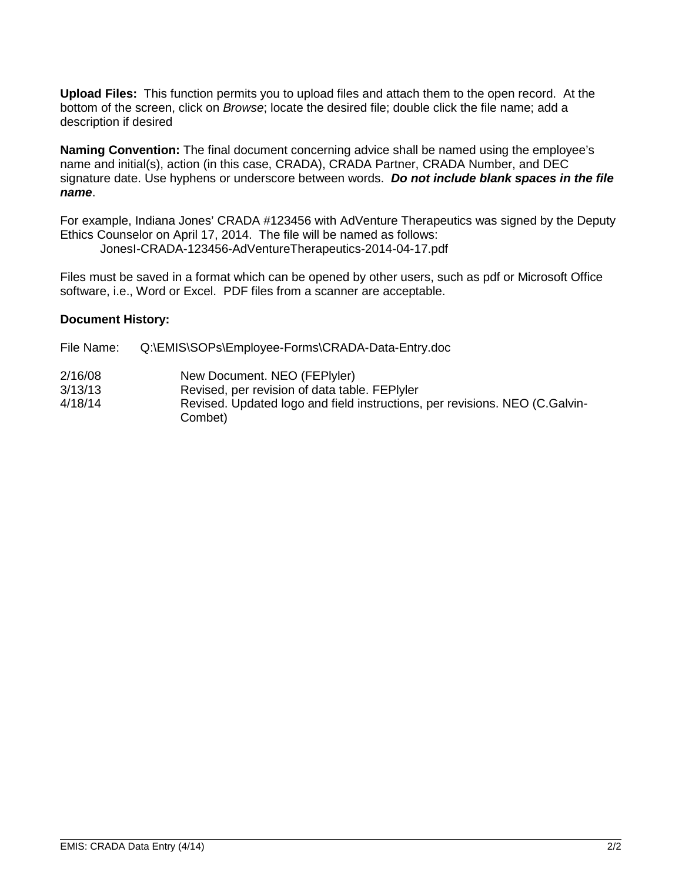**Upload Files:** This function permits you to upload files and attach them to the open record. At the bottom of the screen, click on *Browse*; locate the desired file; double click the file name; add a description if desired

**Naming Convention:** The final document concerning advice shall be named using the employee's name and initial(s), action (in this case, CRADA), CRADA Partner, CRADA Number, and DEC signature date. Use hyphens or underscore between words. ***Do not include blank spaces in the file name***.

For example, Indiana Jones' CRADA #123456 with AdVenture Therapeutics was signed by the Deputy Ethics Counselor on April 17, 2014. The file will be named as follows:

JonesI-CRADA-123456-AdVentureTherapeutics-2014-04-17.pdf

Files must be saved in a format which can be opened by other users, such as pdf or Microsoft Office software, i.e., Word or Excel. PDF files from a scanner are acceptable.

**Document History:**

File Name: Q:\EMIS\SOPs\Employee-Forms\CRADA-Data-Entry.doc

| | |
|---|---|
| 2/16/08 | New Document. NEO (FEPlyler) |
| 3/13/13 | Revised, per revision of data table. FEPlyler |
| 4/18/14 | Revised. Updated logo and field instructions, per revisions. NEO (C.Galvin-Combet) |